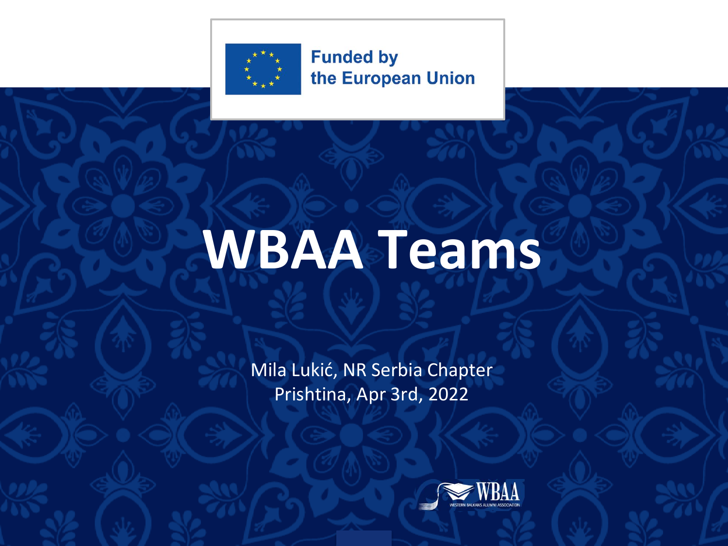Funded by the European Union

# WBAA Teams

Mila Lukić, NR Serbia Chapter
Prishtina, Apr 3rd, 2022

WBAA
WESTERN BALKANS ALUMNI ASSOCIATION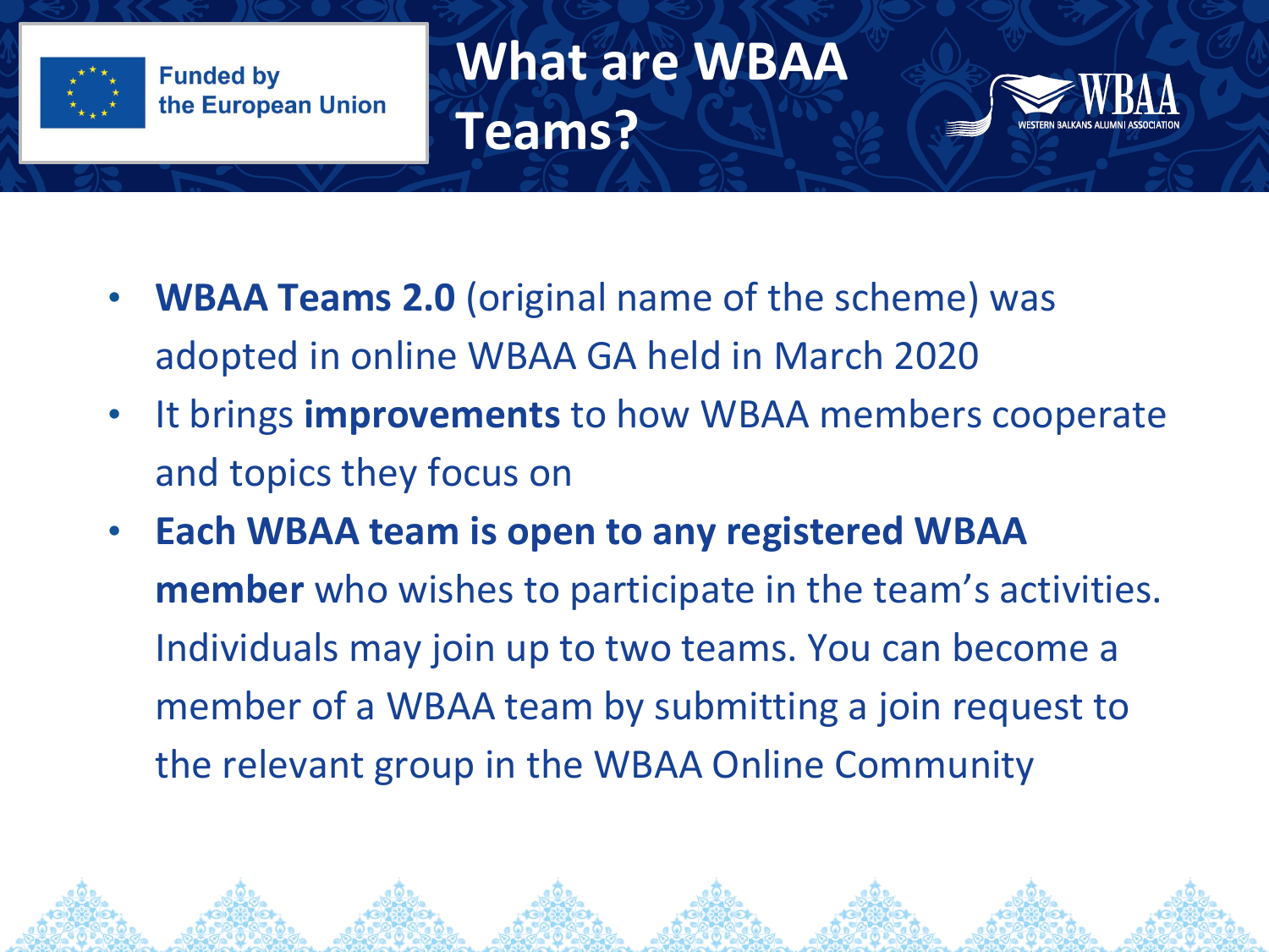Funded by the European Union

# What are WBAA Teams?

WBAA — WESTERN BALKANS ALUMNI ASSOCIATION

- **WBAA Teams 2.0** (original name of the scheme) was adopted in online WBAA GA held in March 2020
- It brings **improvements** to how WBAA members cooperate and topics they focus on
- **Each WBAA team is open to any registered WBAA member** who wishes to participate in the team's activities. Individuals may join up to two teams. You can become a member of a WBAA team by submitting a join request to the relevant group in the WBAA Online Community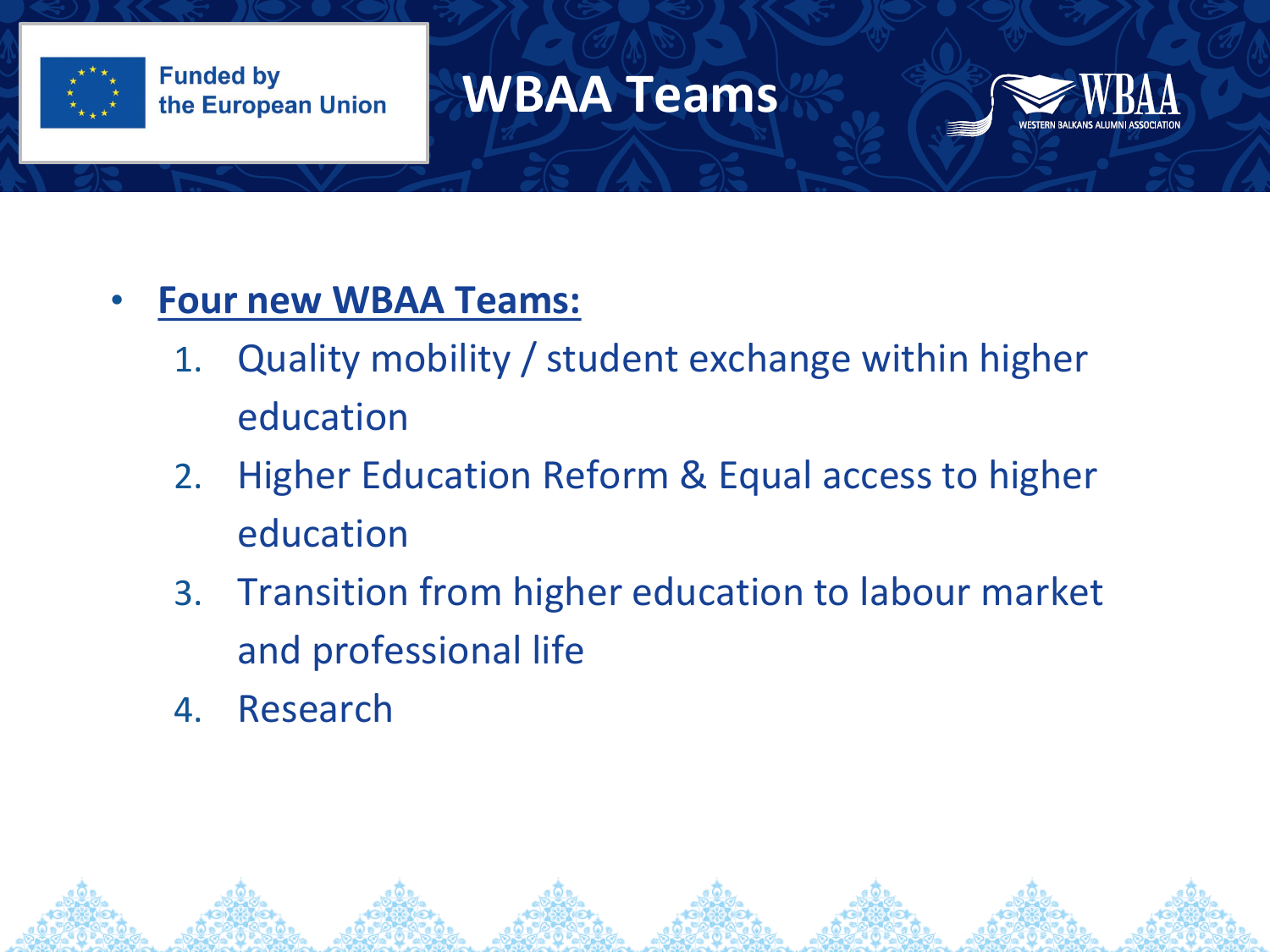Funded by the European Union

# WBAA Teams

WBAA — WESTERN BALKANS ALUMNI ASSOCIATION

- **Four new WBAA Teams:**
  1. Quality mobility / student exchange within higher education
  2. Higher Education Reform & Equal access to higher education
  3. Transition from higher education to labour market and professional life
  4. Research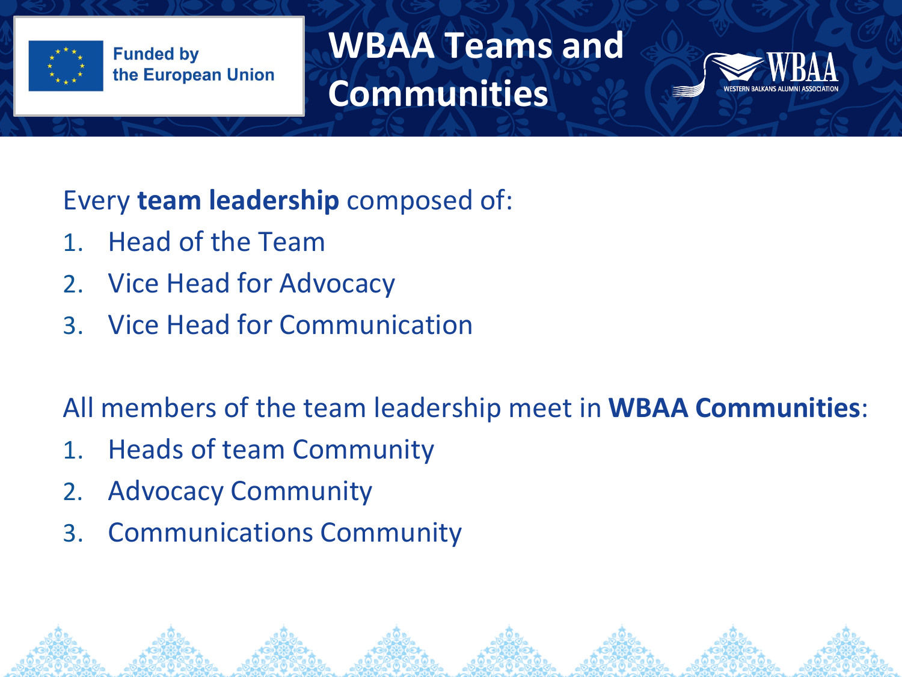Funded by the European Union

# WBAA Teams and Communities

WBAA
WESTERN BALKANS ALUMNI ASSOCIATION

Every **team leadership** composed of:

1. Head of the Team
2. Vice Head for Advocacy
3. Vice Head for Communication

All members of the team leadership meet in **WBAA Communities**:

1. Heads of team Community
2. Advocacy Community
3. Communications Community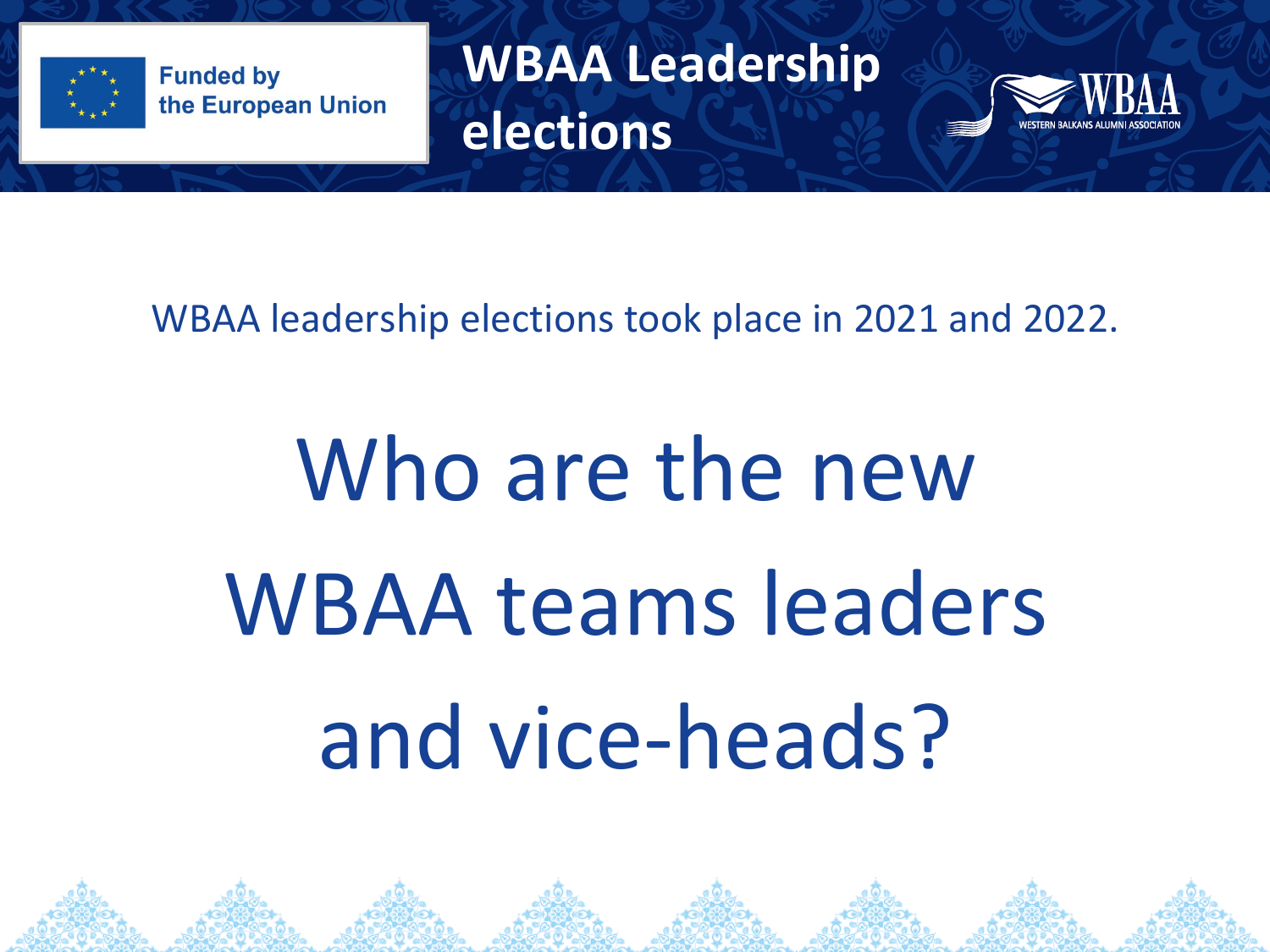Funded by the European Union

# WBAA Leadership elections

WBAA leadership elections took place in 2021 and 2022.

# Who are the new WBAA teams leaders and vice-heads?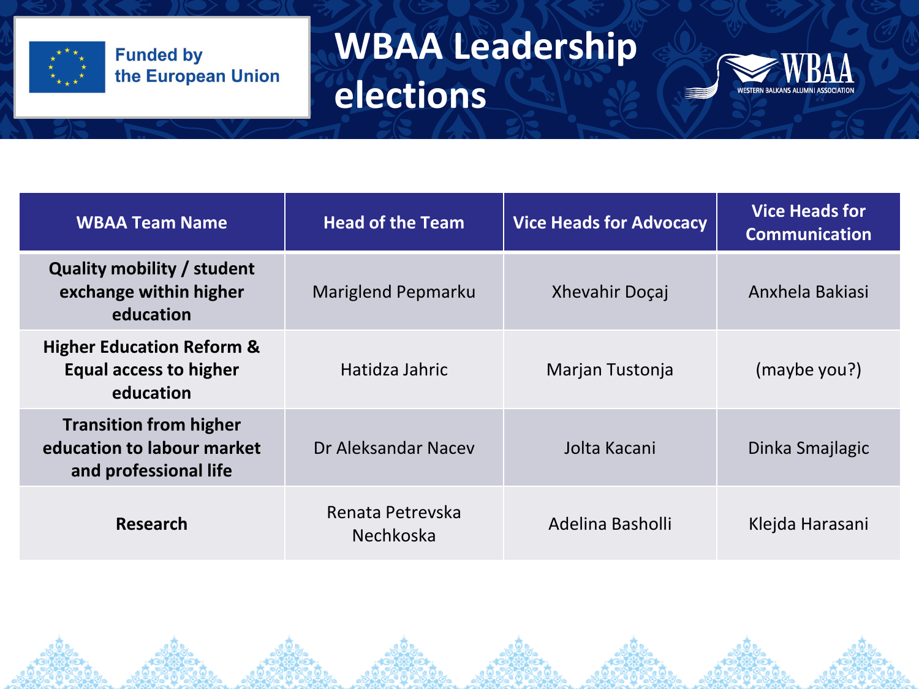Funded by the European Union

# WBAA Leadership elections

WBAA
WESTERN BALKANS ALUMNI ASSOCIATION

| WBAA Team Name | Head of the Team | Vice Heads for Advocacy | Vice Heads for Communication |
|---|---|---|---|
| **Quality mobility / student exchange within higher education** | Mariglend Pepmarku | Xhevahir Doçaj | Anxhela Bakiasi |
| **Higher Education Reform & Equal access to higher education** | Hatidza Jahric | Marjan Tustonja | (maybe you?) |
| **Transition from higher education to labour market and professional life** | Dr Aleksandar Nacev | Jolta Kacani | Dinka Smajlagic |
| **Research** | Renata Petrevska Nechkoska | Adelina Basholli | Klejda Harasani |